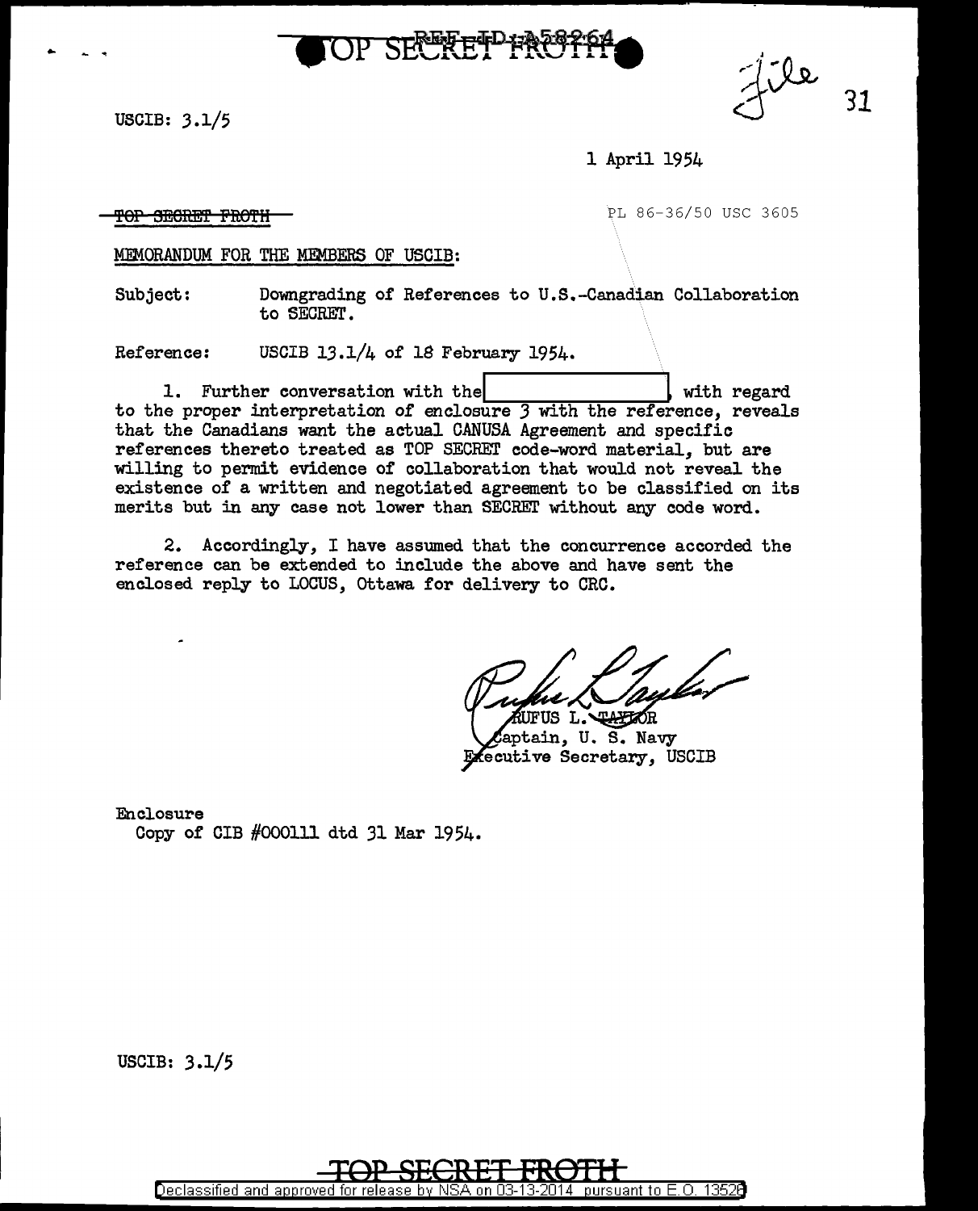TOP SECRET FROTH

USCIB: 3.1/5

File 31

1 April 1954

~~TOP SECRET FROTH~~

PL 86-36/50 USC 3605

MEMORANDUM FOR THE MEMBERS OF USCIB:

Subject: Downgrading of References to U.S.-Canadian Collaboration to SECRET.

Reference: USCIB 13.1/4 of 18 February 1954.

1. Further conversation with the [redacted], with regard to the proper interpretation of enclosure 3 with the reference, reveals that the Canadians want the actual CANUSA Agreement and specific references thereto treated as TOP SECRET code-word material, but are willing to permit evidence of collaboration that would not reveal the existence of a written and negotiated agreement to be classified on its merits but in any case not lower than SECRET without any code word.

2. Accordingly, I have assumed that the concurrence accorded the reference can be extended to include the above and have sent the enclosed reply to LOCUS, Ottawa for delivery to CRC.

RUFUS L. TAYLOR
Captain, U. S. Navy
Executive Secretary, USCIB

Enclosure
Copy of CIB #000111 dtd 31 Mar 1954.

USCIB: 3.1/5

TOP SECRET FROTH

Declassified and approved for release by NSA on 03-13-2014 pursuant to E.O. 13526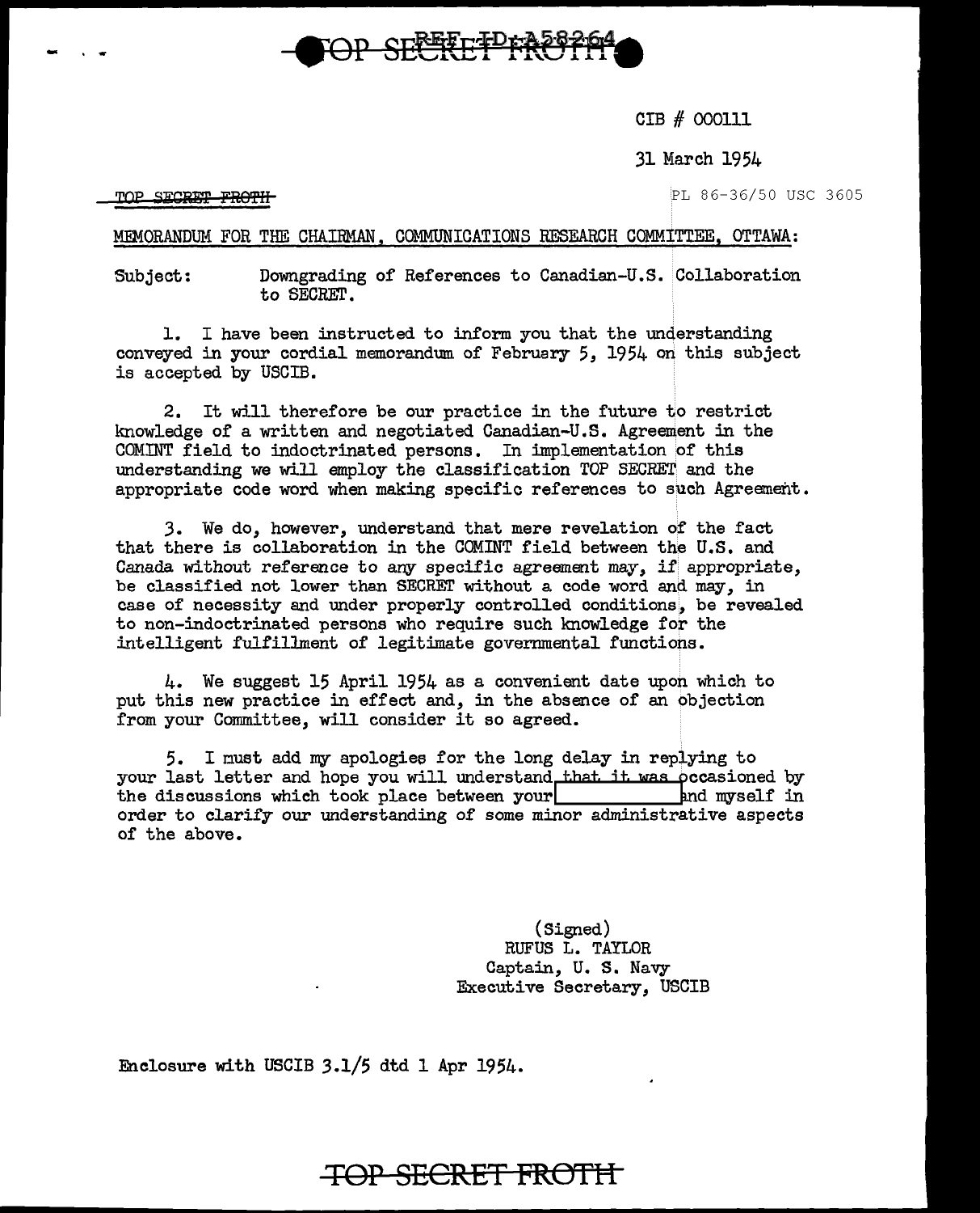CIB # 000111

31 March 1954

~~TOP SECRET FROTH~~

PL 86-36/50 USC 3605

MEMORANDUM FOR THE CHAIRMAN, COMMUNICATIONS RESEARCH COMMITTEE, OTTAWA:

Subject: Downgrading of References to Canadian-U.S. Collaboration to SECRET.

1. I have been instructed to inform you that the understanding conveyed in your cordial memorandum of February 5, 1954 on this subject is accepted by USCIB.

2. It will therefore be our practice in the future to restrict knowledge of a written and negotiated Canadian-U.S. Agreement in the COMINT field to indoctrinated persons. In implementation of this understanding we will employ the classification TOP SECRET and the appropriate code word when making specific references to such Agreement.

3. We do, however, understand that mere revelation of the fact that there is collaboration in the COMINT field between the U.S. and Canada without reference to any specific agreement may, if appropriate, be classified not lower than SECRET without a code word and may, in case of necessity and under properly controlled conditions, be revealed to non-indoctrinated persons who require such knowledge for the intelligent fulfillment of legitimate governmental functions.

4. We suggest 15 April 1954 as a convenient date upon which to put this new practice in effect and, in the absence of an objection from your Committee, will consider it so agreed.

5. I must add my apologies for the long delay in replying to your last letter and hope you will understand that it was occasioned by the discussions which took place between your [REDACTED] and myself in order to clarify our understanding of some minor administrative aspects of the above.

(Signed)
RUFUS L. TAYLOR
Captain, U. S. Navy
Executive Secretary, USCIB

Enclosure with USCIB 3.1/5 dtd 1 Apr 1954.